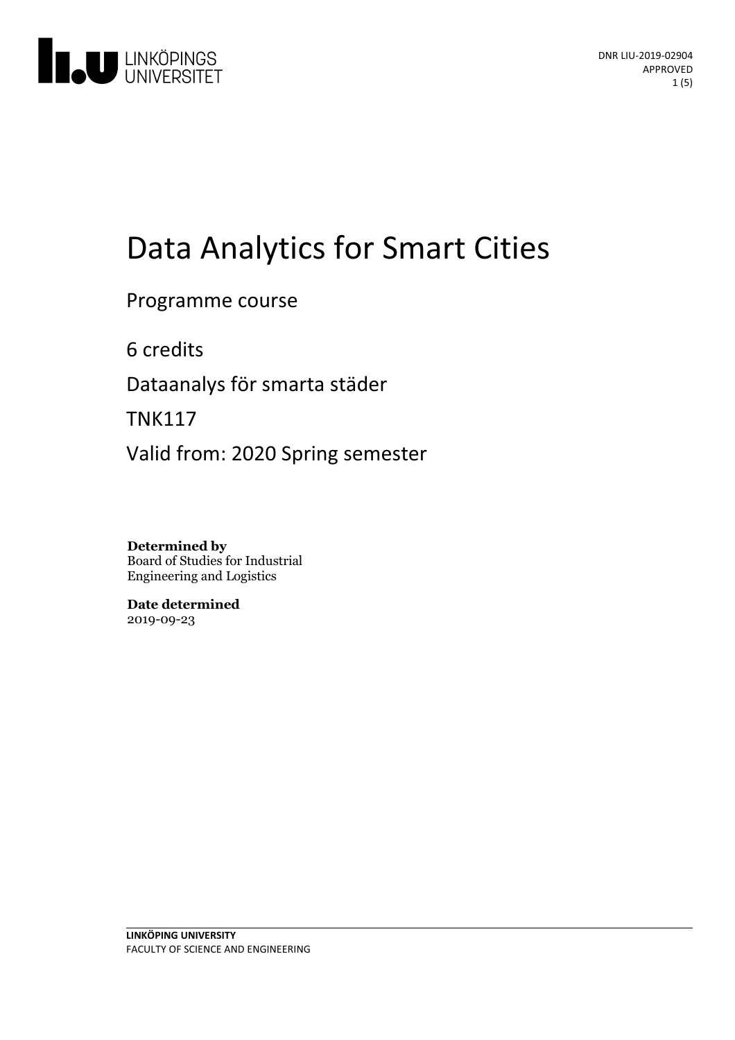DNR LIU-2019-02904
APPROVED

# Data Analytics for Smart Cities

Programme course

6 credits

Dataanalys för smarta städer

TNK117

Valid from: 2020 Spring semester

**Determined by**
Board of Studies for Industrial Engineering and Logistics

**Date determined**
2019-09-23

**LINKÖPING UNIVERSITY**
FACULTY OF SCIENCE AND ENGINEERING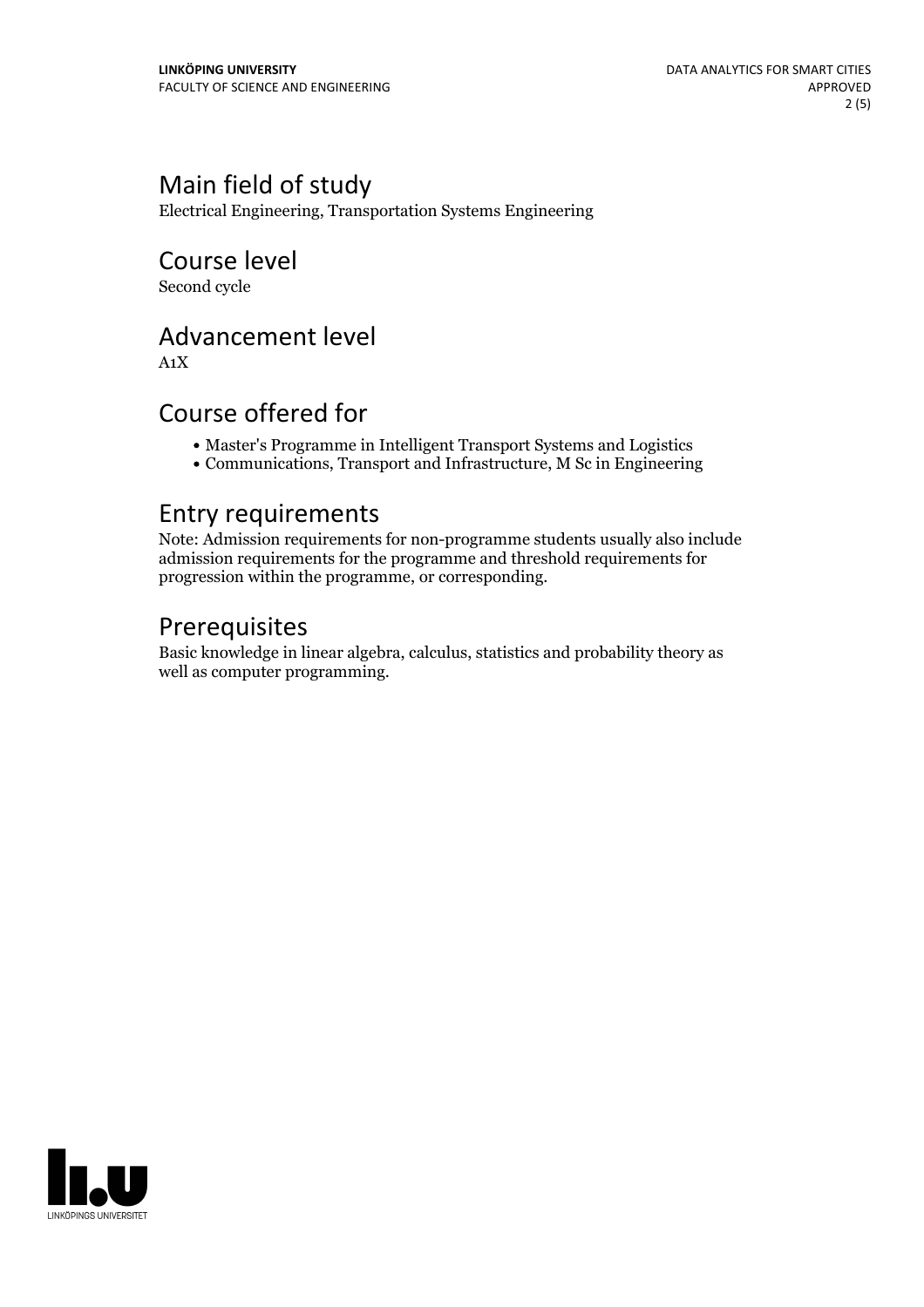## Main field of study

Electrical Engineering, Transportation Systems Engineering

## Course level

Second cycle

## Advancement level

A1X

## Course offered for

- Master's Programme in Intelligent Transport Systems and Logistics
- Communications, Transport and Infrastructure, M Sc in Engineering

## Entry requirements

Note: Admission requirements for non-programme students usually also include admission requirements for the programme and threshold requirements for progression within the programme, or corresponding.

## Prerequisites

Basic knowledge in linear algebra, calculus, statistics and probability theory as well as computer programming.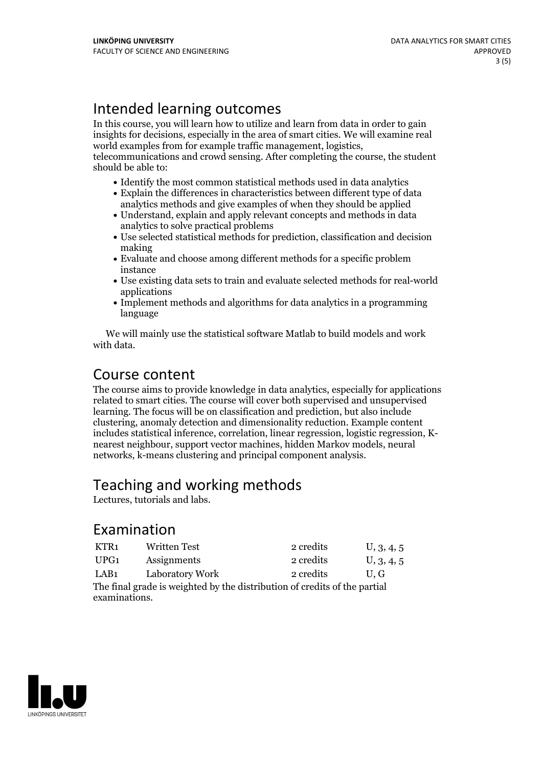## Intended learning outcomes

In this course, you will learn how to utilize and learn from data in order to gain insights for decisions, especially in the area of smart cities. We will examine real world examples from for example traffic management, logistics, telecommunications and crowd sensing. After completing the course, the student should be able to:

- Identify the most common statistical methods used in data analytics
- Explain the differences in characteristics between different type of data analytics methods and give examples of when they should be applied
- Understand, explain and apply relevant concepts and methods in data analytics to solve practical problems
- Use selected statistical methods for prediction, classification and decision making
- Evaluate and choose among different methods for a specific problem instance
- Use existing data sets to train and evaluate selected methods for real-world applications
- Implement methods and algorithms for data analytics in a programming language

We will mainly use the statistical software Matlab to build models and work with data.

## Course content

The course aims to provide knowledge in data analytics, especially for applications related to smart cities. The course will cover both supervised and unsupervised learning. The focus will be on classification and prediction, but also include clustering, anomaly detection and dimensionality reduction. Example content includes statistical inference, correlation, linear regression, logistic regression, K-nearest neighbour, support vector machines, hidden Markov models, neural networks, k-means clustering and principal component analysis.

## Teaching and working methods

Lectures, tutorials and labs.

## Examination

| | | | |
|---|---|---|---|
| KTR1 | Written Test | 2 credits | U, 3, 4, 5 |
| UPG1 | Assignments | 2 credits | U, 3, 4, 5 |
| LAB1 | Laboratory Work | 2 credits | U, G |

The final grade is weighted by the distribution of credits of the partial examinations.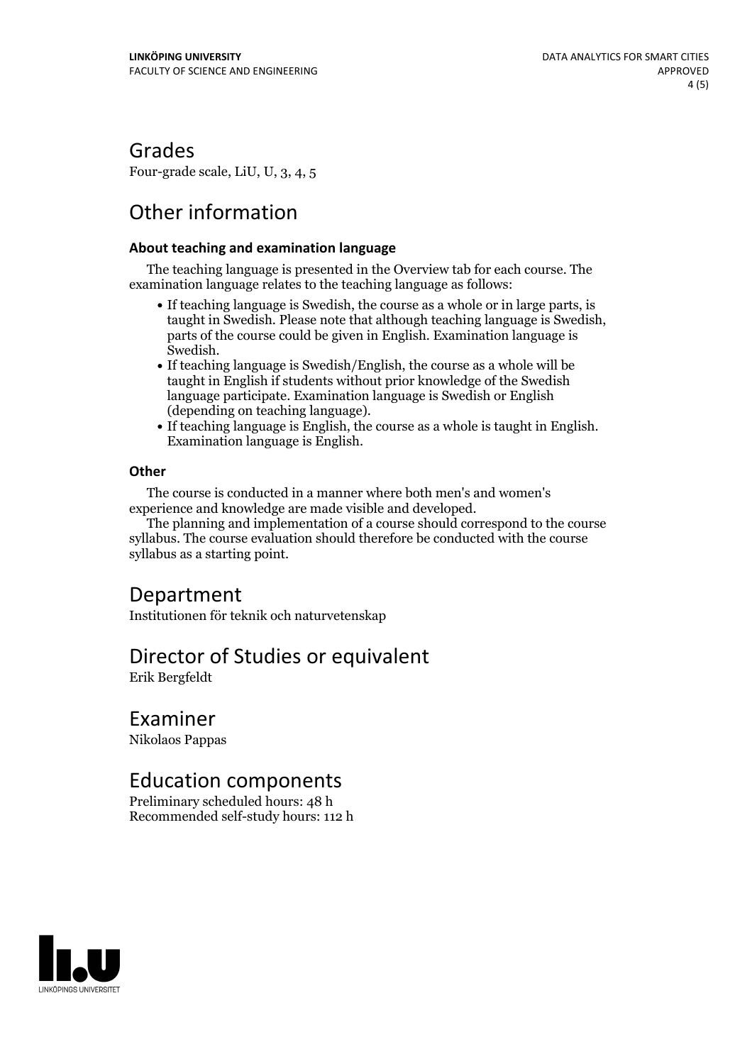## Grades

Four-grade scale, LiU, U, 3, 4, 5

## Other information

### About teaching and examination language

The teaching language is presented in the Overview tab for each course. The examination language relates to the teaching language as follows:

- If teaching language is Swedish, the course as a whole or in large parts, is taught in Swedish. Please note that although teaching language is Swedish, parts of the course could be given in English. Examination language is Swedish.
- If teaching language is Swedish/English, the course as a whole will be taught in English if students without prior knowledge of the Swedish language participate. Examination language is Swedish or English (depending on teaching language).
- If teaching language is English, the course as a whole is taught in English. Examination language is English.

### Other

The course is conducted in a manner where both men's and women's experience and knowledge are made visible and developed.

The planning and implementation of a course should correspond to the course syllabus. The course evaluation should therefore be conducted with the course syllabus as a starting point.

## Department

Institutionen för teknik och naturvetenskap

## Director of Studies or equivalent

Erik Bergfeldt

## Examiner

Nikolaos Pappas

## Education components

Preliminary scheduled hours: 48 h
Recommended self-study hours: 112 h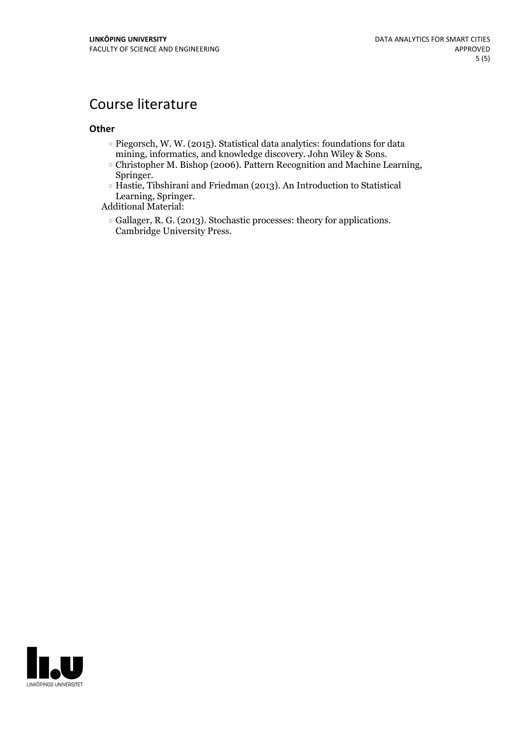# Course literature

### Other

- Piegorsch, W. W. (2015). Statistical data analytics: foundations for data mining, informatics, and knowledge discovery. John Wiley & Sons.
- Christopher M. Bishop (2006). Pattern Recognition and Machine Learning, Springer.
- Hastie, Tibshirani and Friedman (2013). An Introduction to Statistical Learning, Springer.

Additional Material:

- Gallager, R. G. (2013). Stochastic processes: theory for applications. Cambridge University Press.